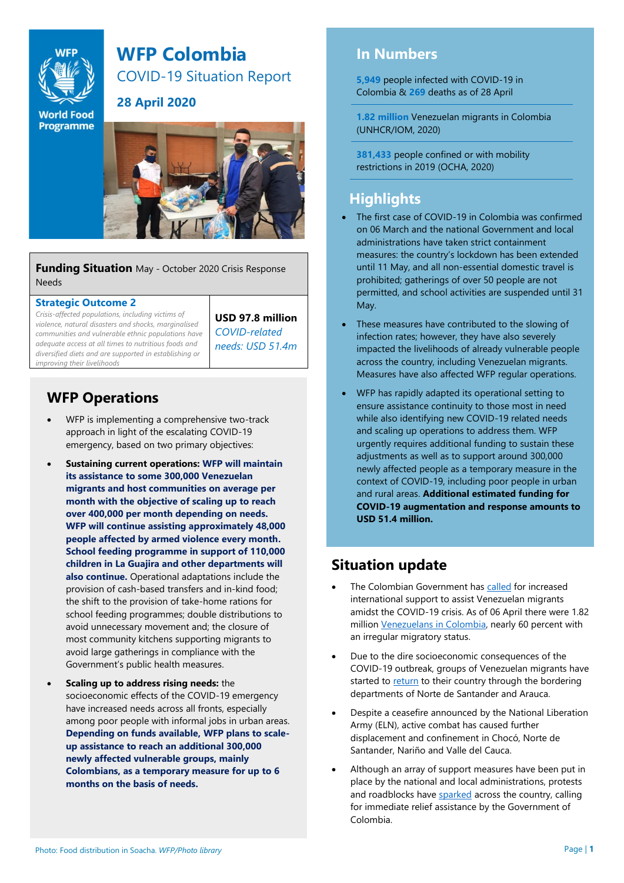# WFP Colombia

## COVID-19 Situation Report

### 28 April 2020

Photo: Food distribution in Soacha. *WFP/Photo library*

**Funding Situation** May - October 2020 Crisis Response Needs

| **Strategic Outcome 2** *Crisis-affected populations, including victims of violence, natural disasters and shocks, marginalised communities and vulnerable ethnic populations have adequate access at all times to nutritious foods and diversified diets and are supported in establishing or improving their livelihoods* | **USD 97.8 million** *COVID-related needs: USD 51.4m* |
|---|---|

## In Numbers

**5,949** people infected with COVID-19 in Colombia & **269** deaths as of 28 April

**1.82 million** Venezuelan migrants in Colombia (UNHCR/IOM, 2020)

**381,433** people confined or with mobility restrictions in 2019 (OCHA, 2020)

## Highlights

- The first case of COVID-19 in Colombia was confirmed on 06 March and the national Government and local administrations have taken strict containment measures: the country's lockdown has been extended until 11 May, and all non-essential domestic travel is prohibited; gatherings of over 50 people are not permitted, and school activities are suspended until 31 May.
- These measures have contributed to the slowing of infection rates; however, they have also severely impacted the livelihoods of already vulnerable people across the country, including Venezuelan migrants. Measures have also affected WFP regular operations.
- WFP has rapidly adapted its operational setting to ensure assistance continuity to those most in need while also identifying new COVID-19 related needs and scaling up operations to address them. WFP urgently requires additional funding to sustain these adjustments as well as to support around 300,000 newly affected people as a temporary measure in the context of COVID-19, including poor people in urban and rural areas. **Additional estimated funding for COVID-19 augmentation and response amounts to USD 51.4 million.**

## WFP Operations

- WFP is implementing a comprehensive two-track approach in light of the escalating COVID-19 emergency, based on two primary objectives:
- **Sustaining current operations: WFP will maintain its assistance to some 300,000 Venezuelan migrants and host communities on average per month with the objective of scaling up to reach over 400,000 per month depending on needs. WFP will continue assisting approximately 48,000 people affected by armed violence every month. School feeding programme in support of 110,000 children in La Guajira and other departments will also continue.** Operational adaptations include the provision of cash-based transfers and in-kind food; the shift to the provision of take-home rations for school feeding programmes; double distributions to avoid unnecessary movement and; the closure of most community kitchens supporting migrants to avoid large gatherings in compliance with the Government's public health measures.
- **Scaling up to address rising needs:** the socioeconomic effects of the COVID-19 emergency have increased needs across all fronts, especially among poor people with informal jobs in urban areas. **Depending on funds available, WFP plans to scale-up assistance to reach an additional 300,000 newly affected vulnerable groups, mainly Colombians, as a temporary measure for up to 6 months on the basis of needs.**

## Situation update

- The Colombian Government has called for increased international support to assist Venezuelan migrants amidst the COVID-19 crisis. As of 06 April there were 1.82 million Venezuelans in Colombia, nearly 60 percent with an irregular migratory status.
- Due to the dire socioeconomic consequences of the COVID-19 outbreak, groups of Venezuelan migrants have started to return to their country through the bordering departments of Norte de Santander and Arauca.
- Despite a ceasefire announced by the National Liberation Army (ELN), active combat has caused further displacement and confinement in Chocó, Norte de Santander, Nariño and Valle del Cauca.
- Although an array of support measures have been put in place by the national and local administrations, protests and roadblocks have sparked across the country, calling for immediate relief assistance by the Government of Colombia.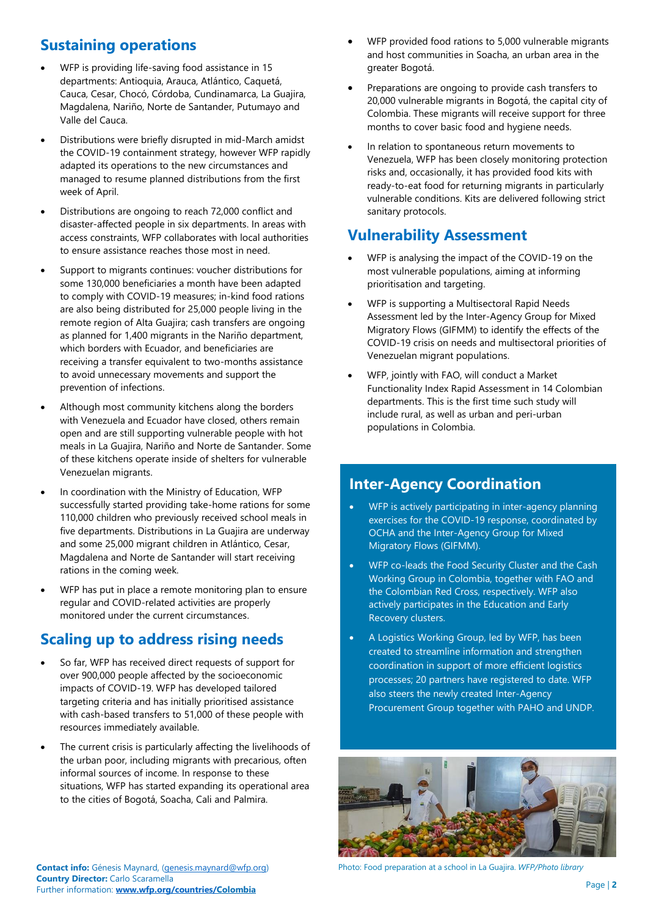## Sustaining operations

- WFP is providing life-saving food assistance in 15 departments: Antioquia, Arauca, Atlántico, Caquetá, Cauca, Cesar, Chocó, Córdoba, Cundinamarca, La Guajira, Magdalena, Nariño, Norte de Santander, Putumayo and Valle del Cauca.
- Distributions were briefly disrupted in mid-March amidst the COVID-19 containment strategy, however WFP rapidly adapted its operations to the new circumstances and managed to resume planned distributions from the first week of April.
- Distributions are ongoing to reach 72,000 conflict and disaster-affected people in six departments. In areas with access constraints, WFP collaborates with local authorities to ensure assistance reaches those most in need.
- Support to migrants continues: voucher distributions for some 130,000 beneficiaries a month have been adapted to comply with COVID-19 measures; in-kind food rations are also being distributed for 25,000 people living in the remote region of Alta Guajira; cash transfers are ongoing as planned for 1,400 migrants in the Nariño department, which borders with Ecuador, and beneficiaries are receiving a transfer equivalent to two-months assistance to avoid unnecessary movements and support the prevention of infections.
- Although most community kitchens along the borders with Venezuela and Ecuador have closed, others remain open and are still supporting vulnerable people with hot meals in La Guajira, Nariño and Norte de Santander. Some of these kitchens operate inside of shelters for vulnerable Venezuelan migrants.
- In coordination with the Ministry of Education, WFP successfully started providing take-home rations for some 110,000 children who previously received school meals in five departments. Distributions in La Guajira are underway and some 25,000 migrant children in Atlántico, Cesar, Magdalena and Norte de Santander will start receiving rations in the coming week.
- WFP has put in place a remote monitoring plan to ensure regular and COVID-related activities are properly monitored under the current circumstances.

## Scaling up to address rising needs

- So far, WFP has received direct requests of support for over 900,000 people affected by the socioeconomic impacts of COVID-19. WFP has developed tailored targeting criteria and has initially prioritised assistance with cash-based transfers to 51,000 of these people with resources immediately available.
- The current crisis is particularly affecting the livelihoods of the urban poor, including migrants with precarious, often informal sources of income. In response to these situations, WFP has started expanding its operational area to the cities of Bogotá, Soacha, Cali and Palmira.
- WFP provided food rations to 5,000 vulnerable migrants and host communities in Soacha, an urban area in the greater Bogotá.
- Preparations are ongoing to provide cash transfers to 20,000 vulnerable migrants in Bogotá, the capital city of Colombia. These migrants will receive support for three months to cover basic food and hygiene needs.
- In relation to spontaneous return movements to Venezuela, WFP has been closely monitoring protection risks and, occasionally, it has provided food kits with ready-to-eat food for returning migrants in particularly vulnerable conditions. Kits are delivered following strict sanitary protocols.

## Vulnerability Assessment

- WFP is analysing the impact of the COVID-19 on the most vulnerable populations, aiming at informing prioritisation and targeting.
- WFP is supporting a Multisectoral Rapid Needs Assessment led by the Inter-Agency Group for Mixed Migratory Flows (GIFMM) to identify the effects of the COVID-19 crisis on needs and multisectoral priorities of Venezuelan migrant populations.
- WFP, jointly with FAO, will conduct a Market Functionality Index Rapid Assessment in 14 Colombian departments. This is the first time such study will include rural, as well as urban and peri-urban populations in Colombia.

## Inter-Agency Coordination

- WFP is actively participating in inter-agency planning exercises for the COVID-19 response, coordinated by OCHA and the Inter-Agency Group for Mixed Migratory Flows (GIFMM).
- WFP co-leads the Food Security Cluster and the Cash Working Group in Colombia, together with FAO and the Colombian Red Cross, respectively. WFP also actively participates in the Education and Early Recovery clusters.
- A Logistics Working Group, led by WFP, has been created to streamline information and strengthen coordination in support of more efficient logistics processes; 20 partners have registered to date. WFP also steers the newly created Inter-Agency Procurement Group together with PAHO and UNDP.

Photo: Food preparation at a school in La Guajira. *WFP/Photo library*

**Contact info:** Génesis Maynard, (genesis.maynard@wfp.org)
**Country Director:** Carlo Scaramella
Further information: **www.wfp.org/countries/Colombia**